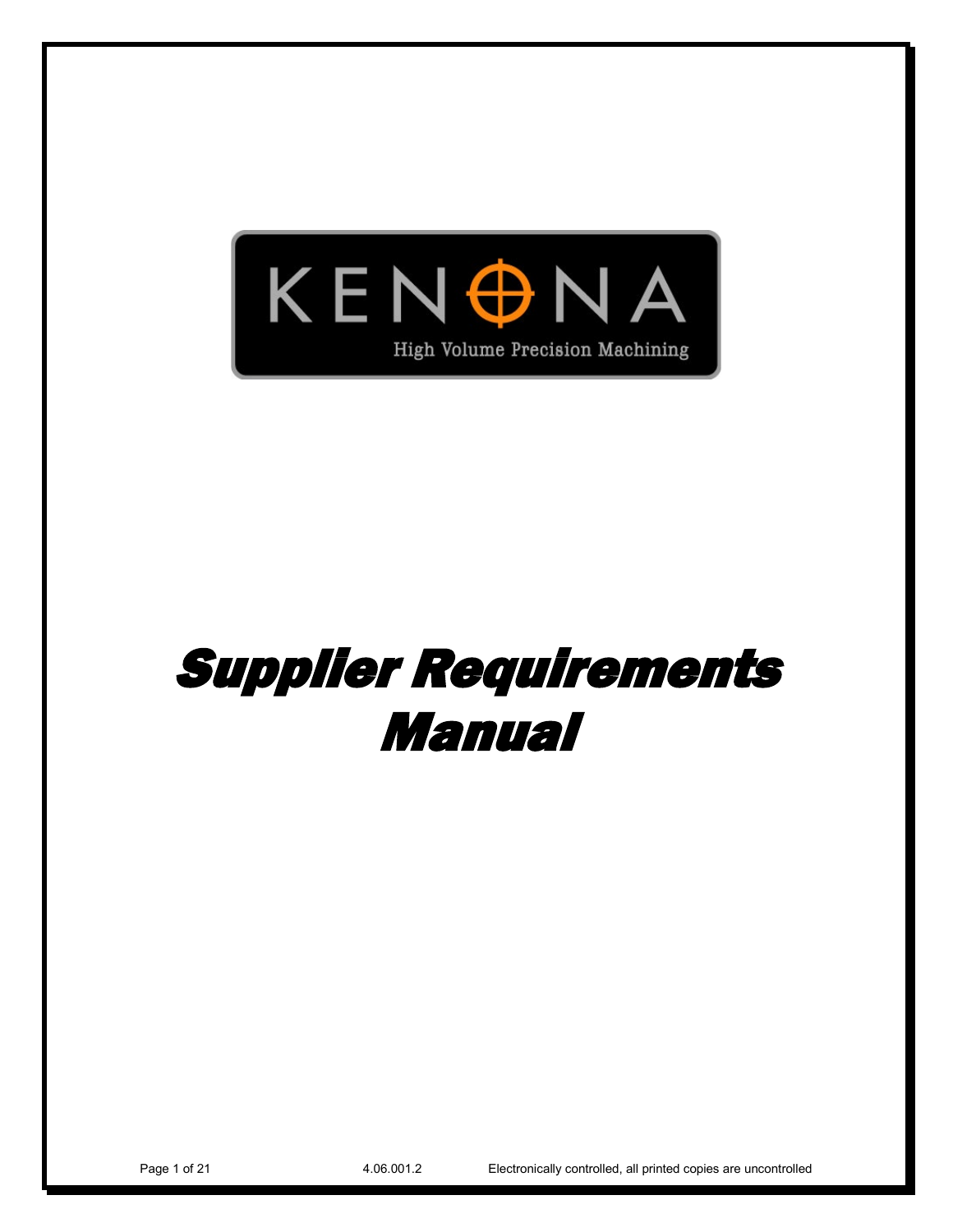KENONA

High Volume Precision Machining

# Supplier Requirements Manual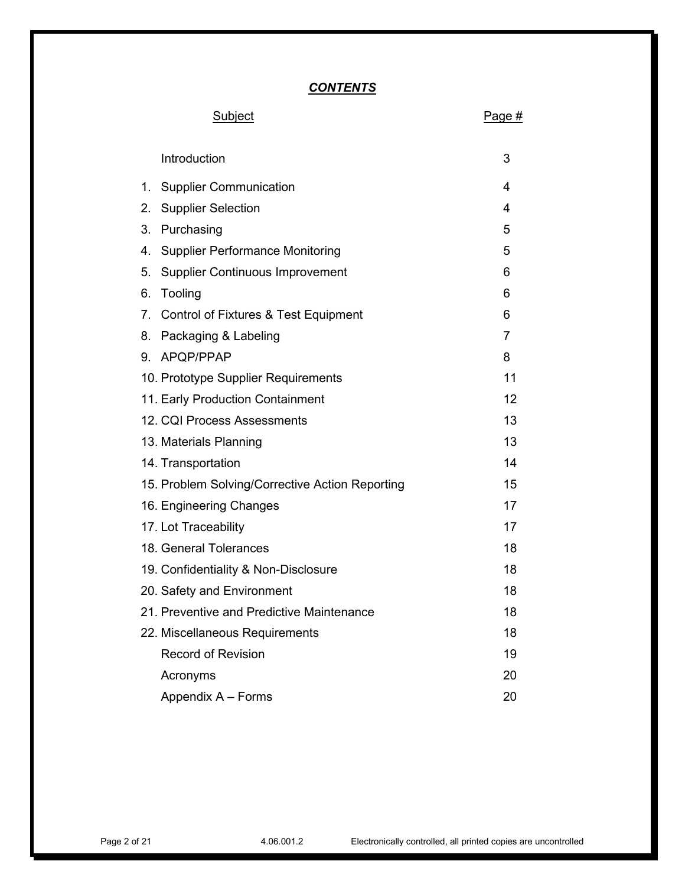# ***CONTENTS***

| Subject | Page # |
|---|---|
| Introduction | 3 |
| 1. Supplier Communication | 4 |
| 2. Supplier Selection | 4 |
| 3. Purchasing | 5 |
| 4. Supplier Performance Monitoring | 5 |
| 5. Supplier Continuous Improvement | 6 |
| 6. Tooling | 6 |
| 7. Control of Fixtures & Test Equipment | 6 |
| 8. Packaging & Labeling | 7 |
| 9. APQP/PPAP | 8 |
| 10. Prototype Supplier Requirements | 11 |
| 11. Early Production Containment | 12 |
| 12. CQI Process Assessments | 13 |
| 13. Materials Planning | 13 |
| 14. Transportation | 14 |
| 15. Problem Solving/Corrective Action Reporting | 15 |
| 16. Engineering Changes | 17 |
| 17. Lot Traceability | 17 |
| 18. General Tolerances | 18 |
| 19. Confidentiality & Non-Disclosure | 18 |
| 20. Safety and Environment | 18 |
| 21. Preventive and Predictive Maintenance | 18 |
| 22. Miscellaneous Requirements | 18 |
| Record of Revision | 19 |
| Acronyms | 20 |
| Appendix A – Forms | 20 |

4.06.001.2 Electronically controlled, all printed copies are uncontrolled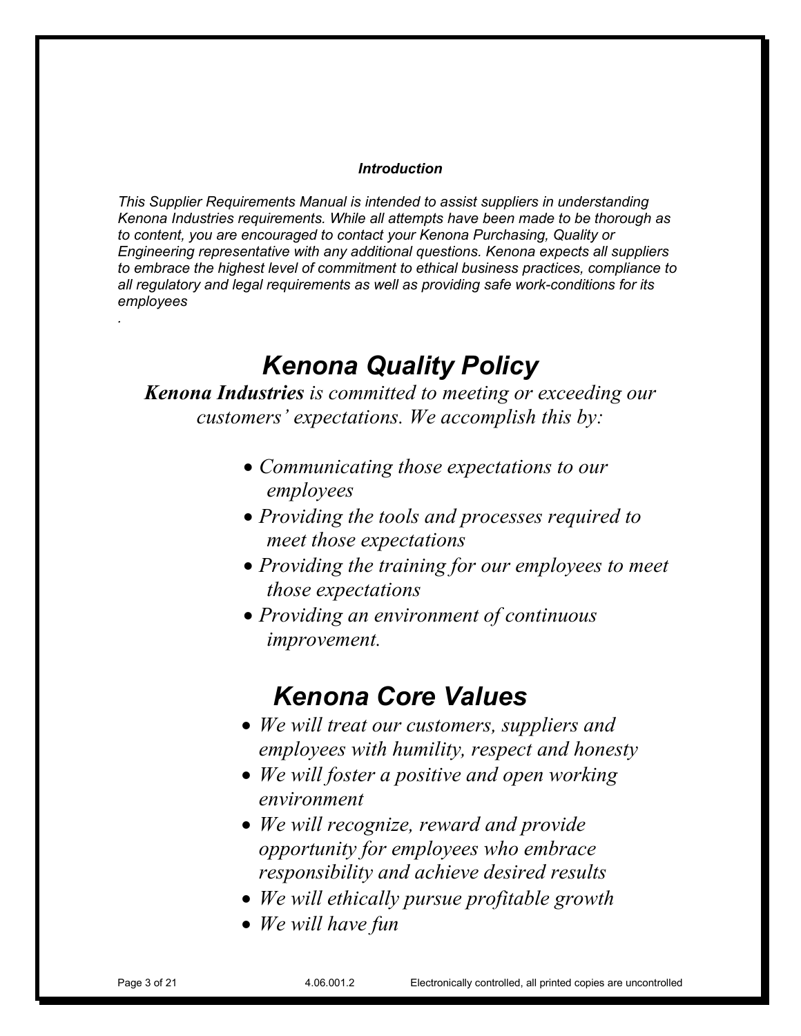### *Introduction*

*This Supplier Requirements Manual is intended to assist suppliers in understanding Kenona Industries requirements. While all attempts have been made to be thorough as to content, you are encouraged to contact your Kenona Purchasing, Quality or Engineering representative with any additional questions. Kenona expects all suppliers to embrace the highest level of commitment to ethical business practices, compliance to all regulatory and legal requirements as well as providing safe work-conditions for its employees*

*.*

# *Kenona Quality Policy*

***Kenona Industries** is committed to meeting or exceeding our customers' expectations. We accomplish this by:*

- *Communicating those expectations to our employees*
- *Providing the tools and processes required to meet those expectations*
- *Providing the training for our employees to meet those expectations*
- *Providing an environment of continuous improvement.*

# *Kenona Core Values*

- *We will treat our customers, suppliers and employees with humility, respect and honesty*
- *We will foster a positive and open working environment*
- *We will recognize, reward and provide opportunity for employees who embrace responsibility and achieve desired results*
- *We will ethically pursue profitable growth*
- *We will have fun*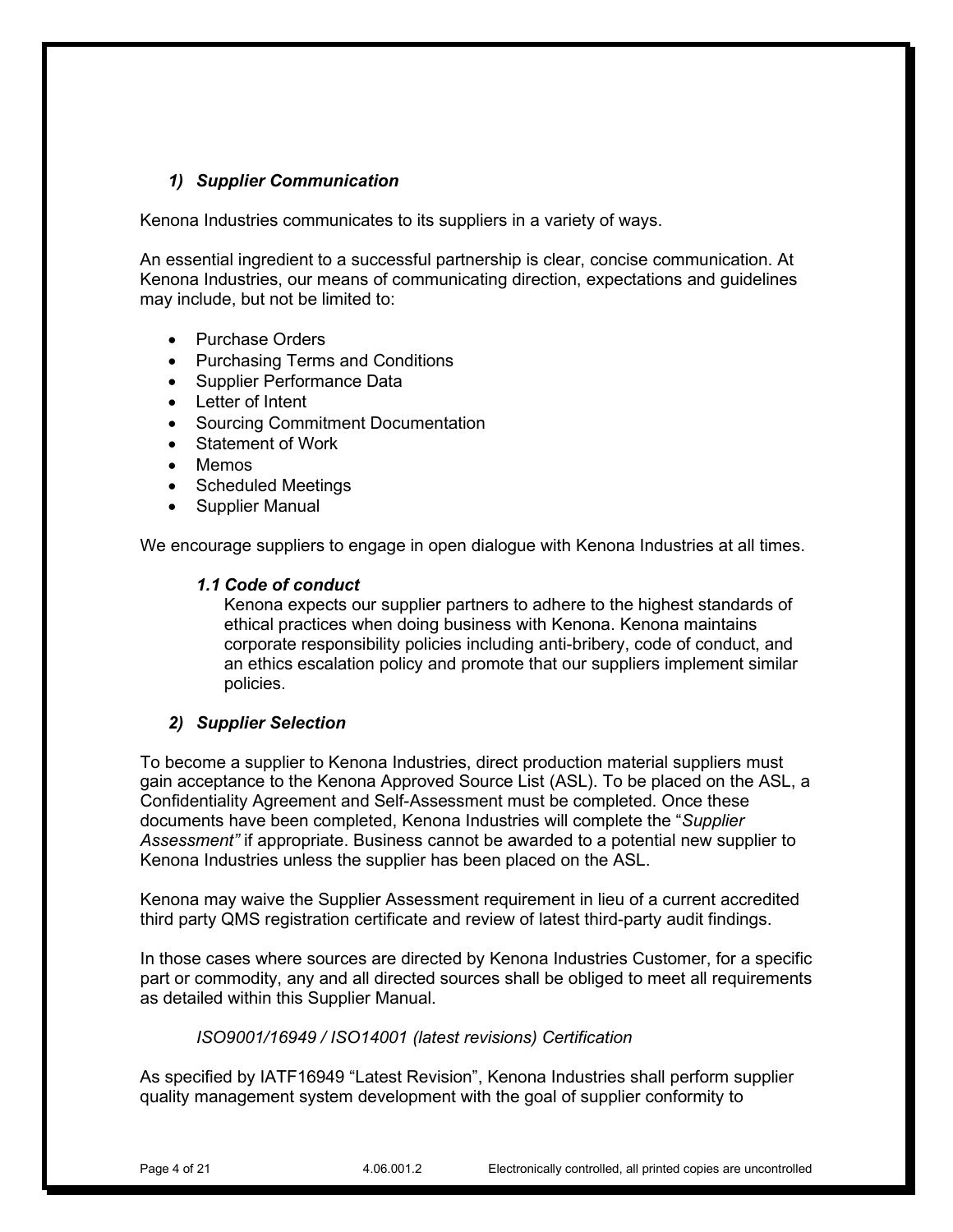### *1) Supplier Communication*

Kenona Industries communicates to its suppliers in a variety of ways.

An essential ingredient to a successful partnership is clear, concise communication. At Kenona Industries, our means of communicating direction, expectations and guidelines may include, but not be limited to:

- Purchase Orders
- Purchasing Terms and Conditions
- Supplier Performance Data
- Letter of Intent
- Sourcing Commitment Documentation
- Statement of Work
- Memos
- Scheduled Meetings
- Supplier Manual

We encourage suppliers to engage in open dialogue with Kenona Industries at all times.

#### *1.1 Code of conduct*

Kenona expects our supplier partners to adhere to the highest standards of ethical practices when doing business with Kenona. Kenona maintains corporate responsibility policies including anti-bribery, code of conduct, and an ethics escalation policy and promote that our suppliers implement similar policies.

### *2) Supplier Selection*

To become a supplier to Kenona Industries, direct production material suppliers must gain acceptance to the Kenona Approved Source List (ASL). To be placed on the ASL, a Confidentiality Agreement and Self-Assessment must be completed. Once these documents have been completed, Kenona Industries will complete the "*Supplier Assessment"* if appropriate. Business cannot be awarded to a potential new supplier to Kenona Industries unless the supplier has been placed on the ASL.

Kenona may waive the Supplier Assessment requirement in lieu of a current accredited third party QMS registration certificate and review of latest third-party audit findings.

In those cases where sources are directed by Kenona Industries Customer, for a specific part or commodity, any and all directed sources shall be obliged to meet all requirements as detailed within this Supplier Manual.

*ISO9001/16949 / ISO14001 (latest revisions) Certification*

As specified by IATF16949 "Latest Revision", Kenona Industries shall perform supplier quality management system development with the goal of supplier conformity to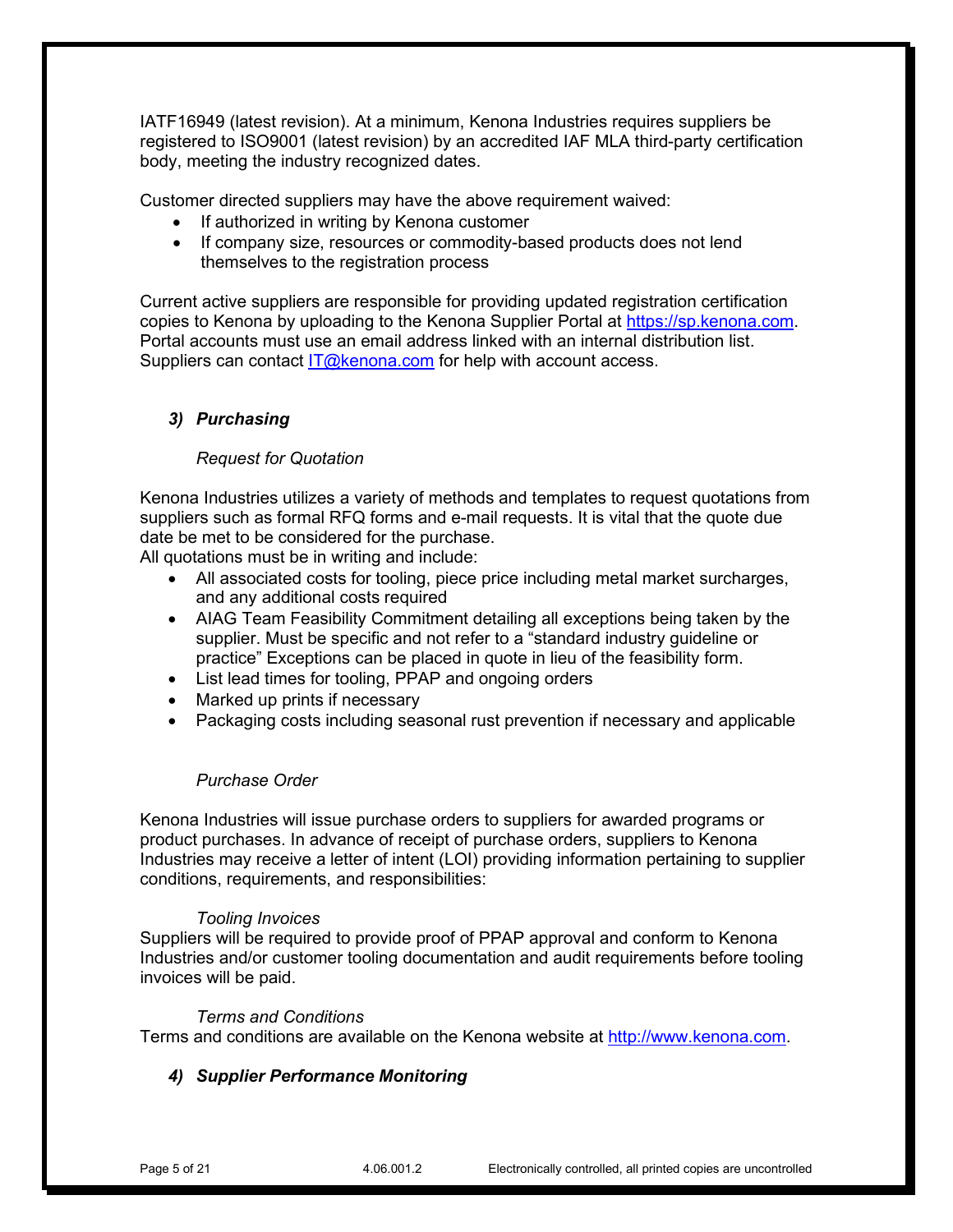IATF16949 (latest revision). At a minimum, Kenona Industries requires suppliers be registered to ISO9001 (latest revision) by an accredited IAF MLA third-party certification body, meeting the industry recognized dates.

Customer directed suppliers may have the above requirement waived:

- If authorized in writing by Kenona customer
- If company size, resources or commodity-based products does not lend themselves to the registration process

Current active suppliers are responsible for providing updated registration certification copies to Kenona by uploading to the Kenona Supplier Portal at [https://sp.kenona.com](https://sp.kenona.com). Portal accounts must use an email address linked with an internal distribution list. Suppliers can contact [IT@kenona.com](mailto:IT@kenona.com) for help with account access.

### ***3) Purchasing***

*Request for Quotation*

Kenona Industries utilizes a variety of methods and templates to request quotations from suppliers such as formal RFQ forms and e-mail requests. It is vital that the quote due date be met to be considered for the purchase.
All quotations must be in writing and include:

- All associated costs for tooling, piece price including metal market surcharges, and any additional costs required
- AIAG Team Feasibility Commitment detailing all exceptions being taken by the supplier. Must be specific and not refer to a "standard industry guideline or practice" Exceptions can be placed in quote in lieu of the feasibility form.
- List lead times for tooling, PPAP and ongoing orders
- Marked up prints if necessary
- Packaging costs including seasonal rust prevention if necessary and applicable

*Purchase Order*

Kenona Industries will issue purchase orders to suppliers for awarded programs or product purchases. In advance of receipt of purchase orders, suppliers to Kenona Industries may receive a letter of intent (LOI) providing information pertaining to supplier conditions, requirements, and responsibilities:

*Tooling Invoices*

Suppliers will be required to provide proof of PPAP approval and conform to Kenona Industries and/or customer tooling documentation and audit requirements before tooling invoices will be paid.

*Terms and Conditions*

Terms and conditions are available on the Kenona website at [http://www.kenona.com](http://www.kenona.com).

### ***4) Supplier Performance Monitoring***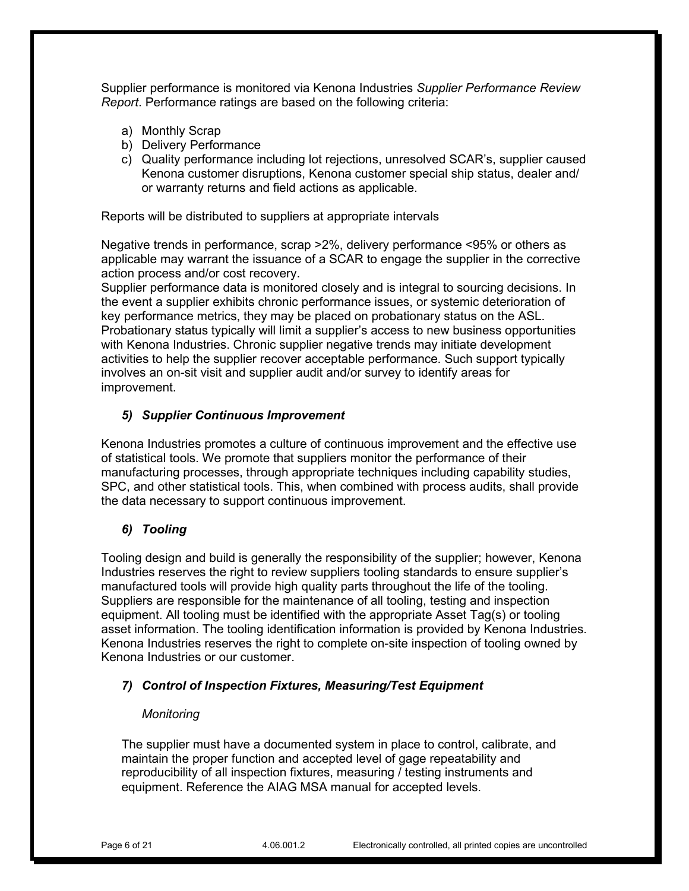Supplier performance is monitored via Kenona Industries *Supplier Performance Review Report*. Performance ratings are based on the following criteria:

a) Monthly Scrap
b) Delivery Performance
c) Quality performance including lot rejections, unresolved SCAR's, supplier caused Kenona customer disruptions, Kenona customer special ship status, dealer and/ or warranty returns and field actions as applicable.

Reports will be distributed to suppliers at appropriate intervals

Negative trends in performance, scrap >2%, delivery performance <95% or others as applicable may warrant the issuance of a SCAR to engage the supplier in the corrective action process and/or cost recovery.
Supplier performance data is monitored closely and is integral to sourcing decisions. In the event a supplier exhibits chronic performance issues, or systemic deterioration of key performance metrics, they may be placed on probationary status on the ASL. Probationary status typically will limit a supplier's access to new business opportunities with Kenona Industries. Chronic supplier negative trends may initiate development activities to help the supplier recover acceptable performance. Such support typically involves an on-sit visit and supplier audit and/or survey to identify areas for improvement.

### *5) Supplier Continuous Improvement*

Kenona Industries promotes a culture of continuous improvement and the effective use of statistical tools. We promote that suppliers monitor the performance of their manufacturing processes, through appropriate techniques including capability studies, SPC, and other statistical tools. This, when combined with process audits, shall provide the data necessary to support continuous improvement.

### *6) Tooling*

Tooling design and build is generally the responsibility of the supplier; however, Kenona Industries reserves the right to review suppliers tooling standards to ensure supplier's manufactured tools will provide high quality parts throughout the life of the tooling. Suppliers are responsible for the maintenance of all tooling, testing and inspection equipment. All tooling must be identified with the appropriate Asset Tag(s) or tooling asset information. The tooling identification information is provided by Kenona Industries. Kenona Industries reserves the right to complete on-site inspection of tooling owned by Kenona Industries or our customer.

### *7) Control of Inspection Fixtures, Measuring/Test Equipment*

*Monitoring*

The supplier must have a documented system in place to control, calibrate, and maintain the proper function and accepted level of gage repeatability and reproducibility of all inspection fixtures, measuring / testing instruments and equipment. Reference the AIAG MSA manual for accepted levels.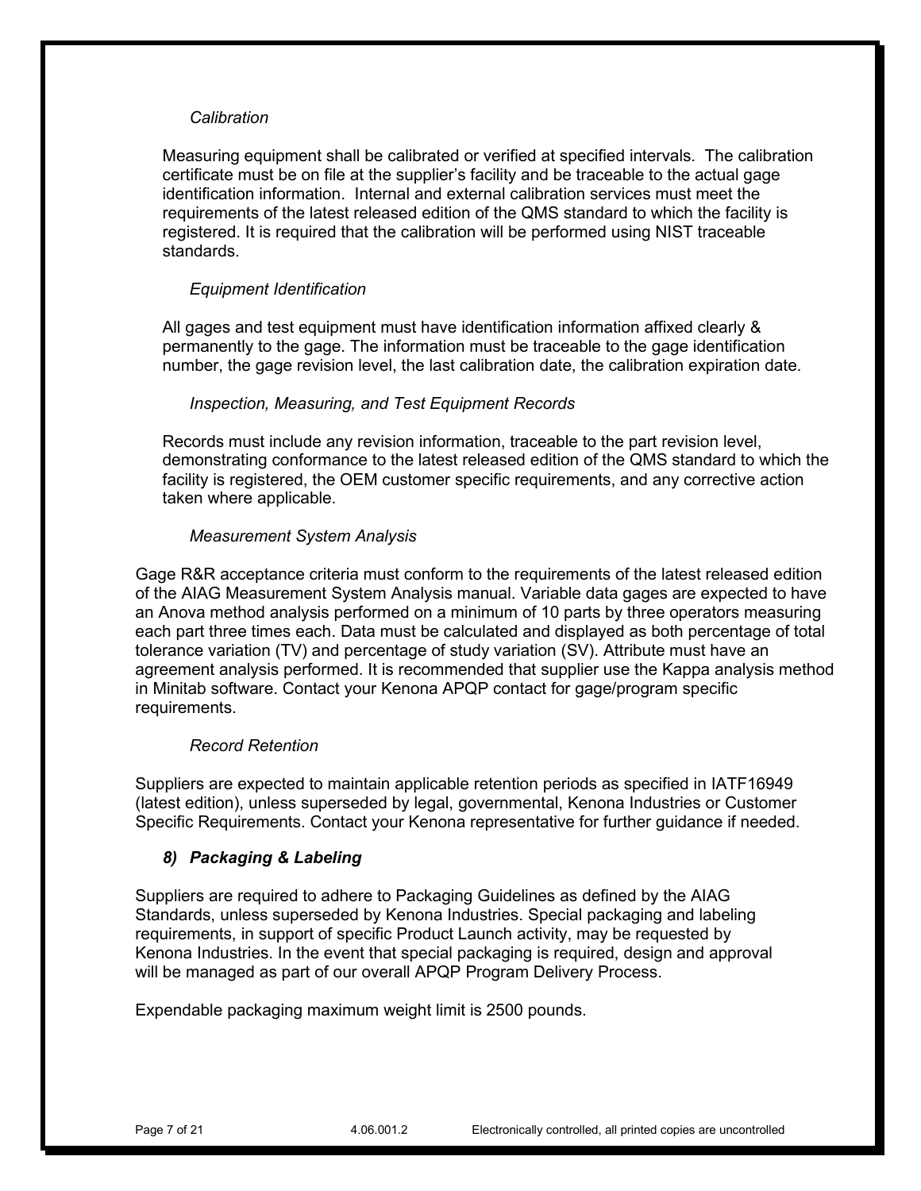*Calibration*

Measuring equipment shall be calibrated or verified at specified intervals. The calibration certificate must be on file at the supplier's facility and be traceable to the actual gage identification information. Internal and external calibration services must meet the requirements of the latest released edition of the QMS standard to which the facility is registered. It is required that the calibration will be performed using NIST traceable standards.

*Equipment Identification*

All gages and test equipment must have identification information affixed clearly & permanently to the gage. The information must be traceable to the gage identification number, the gage revision level, the last calibration date, the calibration expiration date.

*Inspection, Measuring, and Test Equipment Records*

Records must include any revision information, traceable to the part revision level, demonstrating conformance to the latest released edition of the QMS standard to which the facility is registered, the OEM customer specific requirements, and any corrective action taken where applicable.

*Measurement System Analysis*

Gage R&R acceptance criteria must conform to the requirements of the latest released edition of the AIAG Measurement System Analysis manual. Variable data gages are expected to have an Anova method analysis performed on a minimum of 10 parts by three operators measuring each part three times each. Data must be calculated and displayed as both percentage of total tolerance variation (TV) and percentage of study variation (SV). Attribute must have an agreement analysis performed. It is recommended that supplier use the Kappa analysis method in Minitab software. Contact your Kenona APQP contact for gage/program specific requirements.

*Record Retention*

Suppliers are expected to maintain applicable retention periods as specified in IATF16949 (latest edition), unless superseded by legal, governmental, Kenona Industries or Customer Specific Requirements. Contact your Kenona representative for further guidance if needed.

### *8) Packaging & Labeling*

Suppliers are required to adhere to Packaging Guidelines as defined by the AIAG Standards, unless superseded by Kenona Industries. Special packaging and labeling requirements, in support of specific Product Launch activity, may be requested by Kenona Industries. In the event that special packaging is required, design and approval will be managed as part of our overall APQP Program Delivery Process.

Expendable packaging maximum weight limit is 2500 pounds.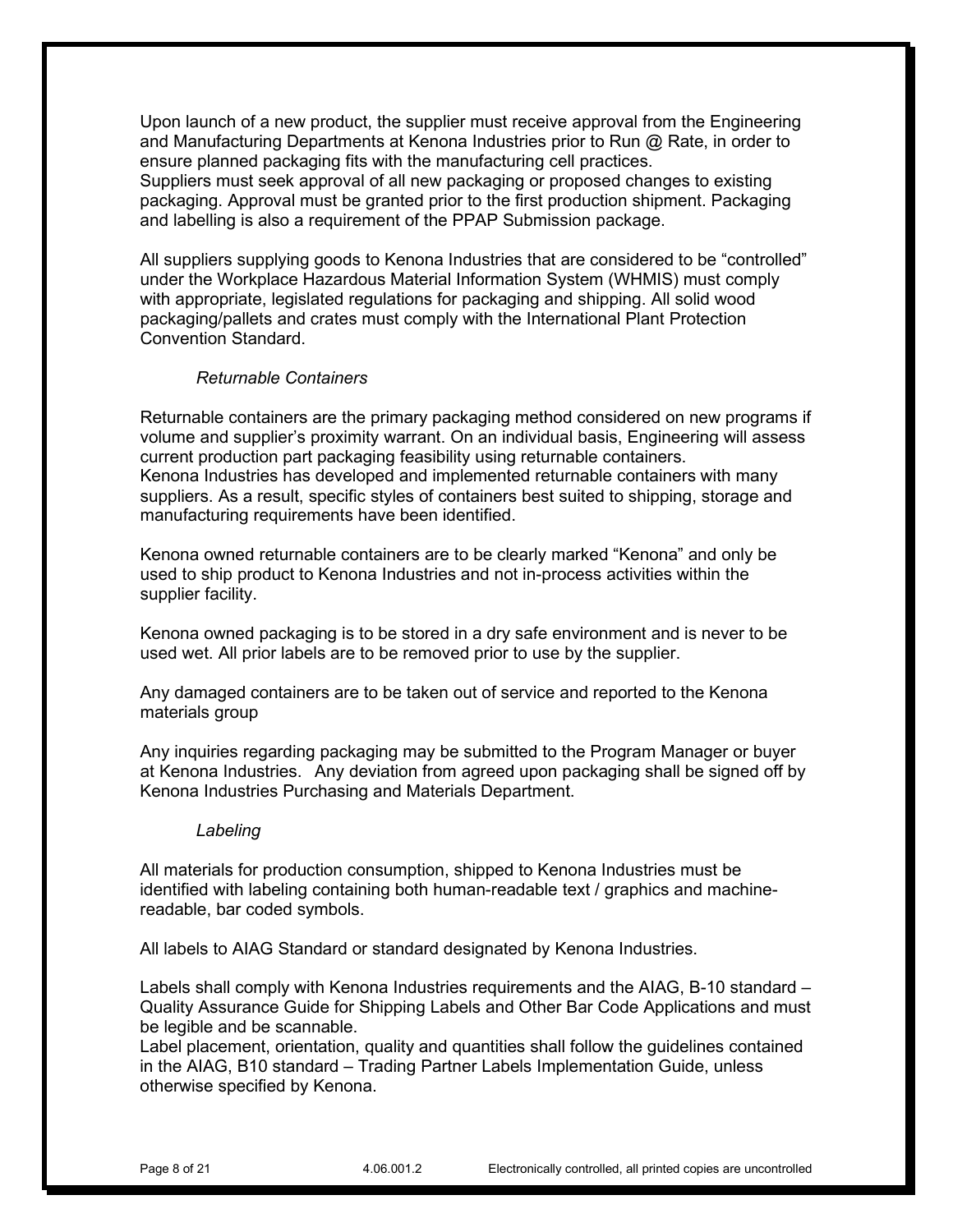Upon launch of a new product, the supplier must receive approval from the Engineering and Manufacturing Departments at Kenona Industries prior to Run @ Rate, in order to ensure planned packaging fits with the manufacturing cell practices.
Suppliers must seek approval of all new packaging or proposed changes to existing packaging. Approval must be granted prior to the first production shipment. Packaging and labelling is also a requirement of the PPAP Submission package.

All suppliers supplying goods to Kenona Industries that are considered to be "controlled" under the Workplace Hazardous Material Information System (WHMIS) must comply with appropriate, legislated regulations for packaging and shipping. All solid wood packaging/pallets and crates must comply with the International Plant Protection Convention Standard.

*Returnable Containers*

Returnable containers are the primary packaging method considered on new programs if volume and supplier's proximity warrant. On an individual basis, Engineering will assess current production part packaging feasibility using returnable containers.
Kenona Industries has developed and implemented returnable containers with many suppliers. As a result, specific styles of containers best suited to shipping, storage and manufacturing requirements have been identified.

Kenona owned returnable containers are to be clearly marked "Kenona" and only be used to ship product to Kenona Industries and not in-process activities within the supplier facility.

Kenona owned packaging is to be stored in a dry safe environment and is never to be used wet. All prior labels are to be removed prior to use by the supplier.

Any damaged containers are to be taken out of service and reported to the Kenona materials group

Any inquiries regarding packaging may be submitted to the Program Manager or buyer at Kenona Industries. Any deviation from agreed upon packaging shall be signed off by Kenona Industries Purchasing and Materials Department.

*Labeling*

All materials for production consumption, shipped to Kenona Industries must be identified with labeling containing both human-readable text / graphics and machine-readable, bar coded symbols.

All labels to AIAG Standard or standard designated by Kenona Industries.

Labels shall comply with Kenona Industries requirements and the AIAG, B-10 standard – Quality Assurance Guide for Shipping Labels and Other Bar Code Applications and must be legible and be scannable.
Label placement, orientation, quality and quantities shall follow the guidelines contained in the AIAG, B10 standard – Trading Partner Labels Implementation Guide, unless otherwise specified by Kenona.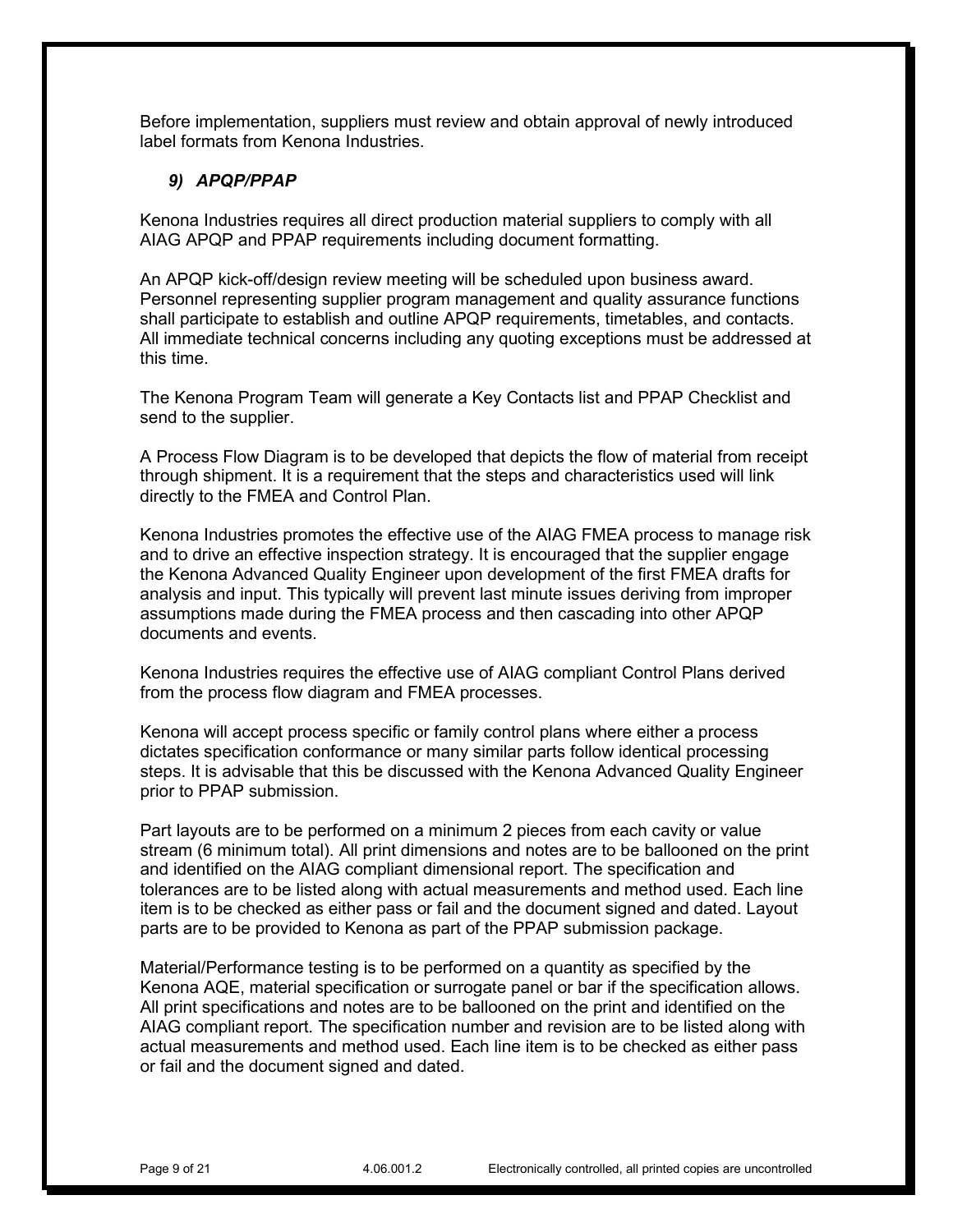Before implementation, suppliers must review and obtain approval of newly introduced label formats from Kenona Industries.

### *9) APQP/PPAP*

Kenona Industries requires all direct production material suppliers to comply with all AIAG APQP and PPAP requirements including document formatting.

An APQP kick-off/design review meeting will be scheduled upon business award. Personnel representing supplier program management and quality assurance functions shall participate to establish and outline APQP requirements, timetables, and contacts. All immediate technical concerns including any quoting exceptions must be addressed at this time.

The Kenona Program Team will generate a Key Contacts list and PPAP Checklist and send to the supplier.

A Process Flow Diagram is to be developed that depicts the flow of material from receipt through shipment. It is a requirement that the steps and characteristics used will link directly to the FMEA and Control Plan.

Kenona Industries promotes the effective use of the AIAG FMEA process to manage risk and to drive an effective inspection strategy. It is encouraged that the supplier engage the Kenona Advanced Quality Engineer upon development of the first FMEA drafts for analysis and input. This typically will prevent last minute issues deriving from improper assumptions made during the FMEA process and then cascading into other APQP documents and events.

Kenona Industries requires the effective use of AIAG compliant Control Plans derived from the process flow diagram and FMEA processes.

Kenona will accept process specific or family control plans where either a process dictates specification conformance or many similar parts follow identical processing steps. It is advisable that this be discussed with the Kenona Advanced Quality Engineer prior to PPAP submission.

Part layouts are to be performed on a minimum 2 pieces from each cavity or value stream (6 minimum total). All print dimensions and notes are to be ballooned on the print and identified on the AIAG compliant dimensional report. The specification and tolerances are to be listed along with actual measurements and method used. Each line item is to be checked as either pass or fail and the document signed and dated. Layout parts are to be provided to Kenona as part of the PPAP submission package.

Material/Performance testing is to be performed on a quantity as specified by the Kenona AQE, material specification or surrogate panel or bar if the specification allows. All print specifications and notes are to be ballooned on the print and identified on the AIAG compliant report. The specification number and revision are to be listed along with actual measurements and method used. Each line item is to be checked as either pass or fail and the document signed and dated.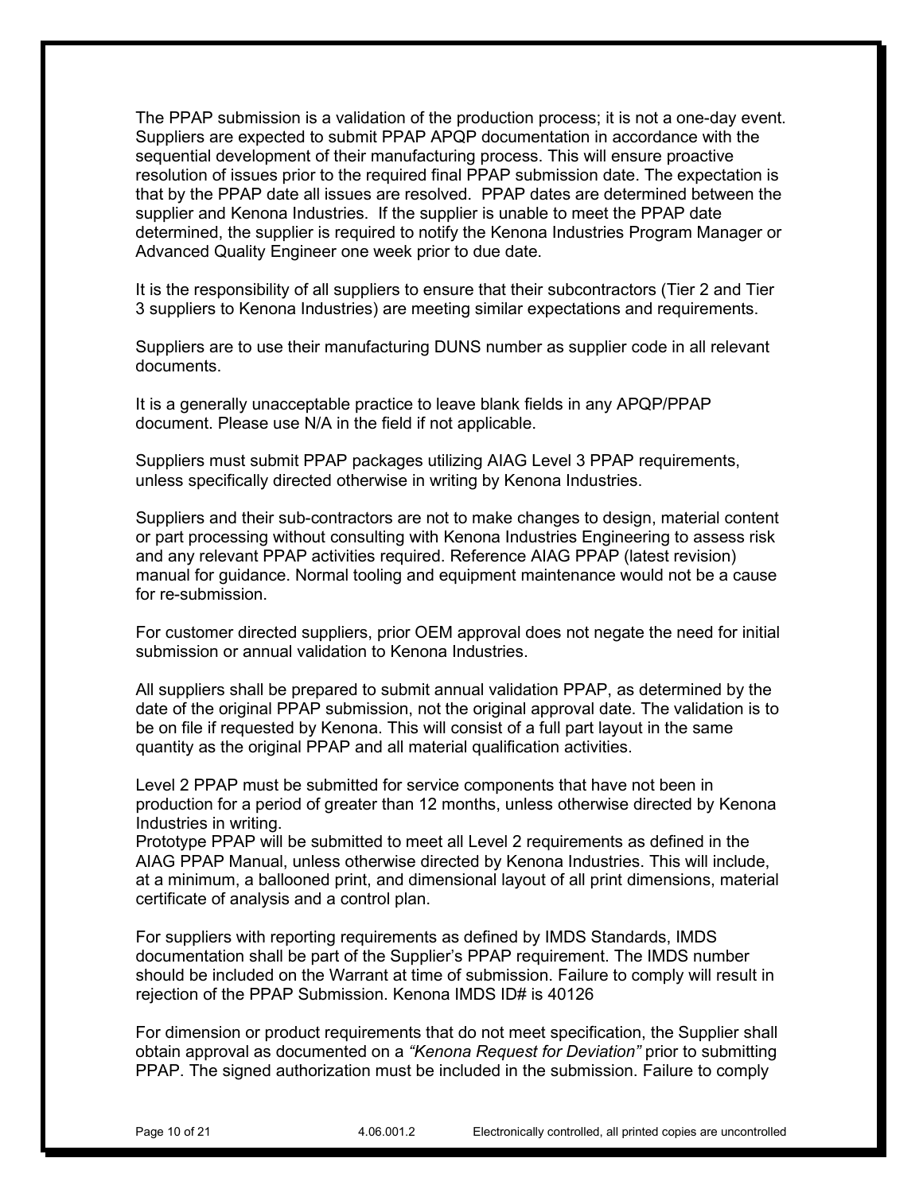The PPAP submission is a validation of the production process; it is not a one-day event. Suppliers are expected to submit PPAP APQP documentation in accordance with the sequential development of their manufacturing process. This will ensure proactive resolution of issues prior to the required final PPAP submission date. The expectation is that by the PPAP date all issues are resolved. PPAP dates are determined between the supplier and Kenona Industries. If the supplier is unable to meet the PPAP date determined, the supplier is required to notify the Kenona Industries Program Manager or Advanced Quality Engineer one week prior to due date.

It is the responsibility of all suppliers to ensure that their subcontractors (Tier 2 and Tier 3 suppliers to Kenona Industries) are meeting similar expectations and requirements.

Suppliers are to use their manufacturing DUNS number as supplier code in all relevant documents.

It is a generally unacceptable practice to leave blank fields in any APQP/PPAP document. Please use N/A in the field if not applicable.

Suppliers must submit PPAP packages utilizing AIAG Level 3 PPAP requirements, unless specifically directed otherwise in writing by Kenona Industries.

Suppliers and their sub-contractors are not to make changes to design, material content or part processing without consulting with Kenona Industries Engineering to assess risk and any relevant PPAP activities required. Reference AIAG PPAP (latest revision) manual for guidance. Normal tooling and equipment maintenance would not be a cause for re-submission.

For customer directed suppliers, prior OEM approval does not negate the need for initial submission or annual validation to Kenona Industries.

All suppliers shall be prepared to submit annual validation PPAP, as determined by the date of the original PPAP submission, not the original approval date. The validation is to be on file if requested by Kenona. This will consist of a full part layout in the same quantity as the original PPAP and all material qualification activities.

Level 2 PPAP must be submitted for service components that have not been in production for a period of greater than 12 months, unless otherwise directed by Kenona Industries in writing.
Prototype PPAP will be submitted to meet all Level 2 requirements as defined in the AIAG PPAP Manual, unless otherwise directed by Kenona Industries. This will include, at a minimum, a ballooned print, and dimensional layout of all print dimensions, material certificate of analysis and a control plan.

For suppliers with reporting requirements as defined by IMDS Standards, IMDS documentation shall be part of the Supplier's PPAP requirement. The IMDS number should be included on the Warrant at time of submission. Failure to comply will result in rejection of the PPAP Submission. Kenona IMDS ID# is 40126

For dimension or product requirements that do not meet specification, the Supplier shall obtain approval as documented on a *"Kenona Request for Deviation"* prior to submitting PPAP. The signed authorization must be included in the submission. Failure to comply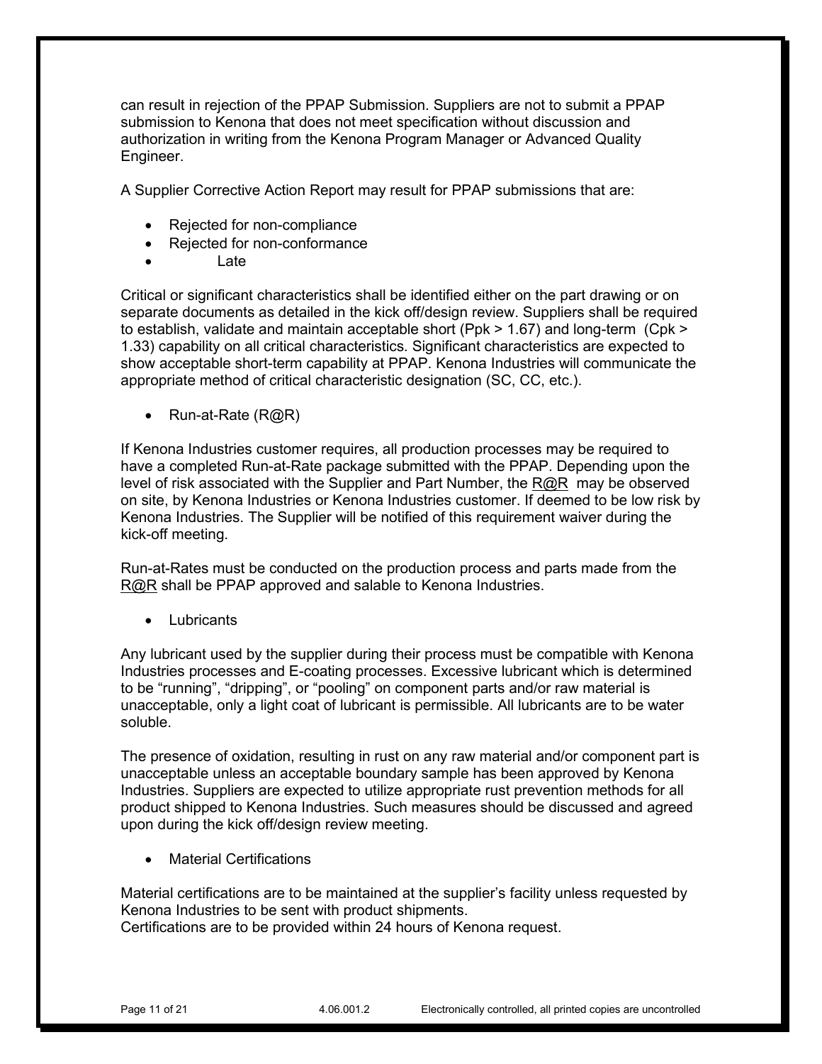can result in rejection of the PPAP Submission. Suppliers are not to submit a PPAP submission to Kenona that does not meet specification without discussion and authorization in writing from the Kenona Program Manager or Advanced Quality Engineer.

A Supplier Corrective Action Report may result for PPAP submissions that are:

- Rejected for non-compliance
- Rejected for non-conformance
- Late

Critical or significant characteristics shall be identified either on the part drawing or on separate documents as detailed in the kick off/design review. Suppliers shall be required to establish, validate and maintain acceptable short ($Ppk > 1.67$) and long-term ($Cpk > 1.33$) capability on all critical characteristics. Significant characteristics are expected to show acceptable short-term capability at PPAP. Kenona Industries will communicate the appropriate method of critical characteristic designation (SC, CC, etc.).

- Run-at-Rate (R@R)

If Kenona Industries customer requires, all production processes may be required to have a completed Run-at-Rate package submitted with the PPAP. Depending upon the level of risk associated with the Supplier and Part Number, the R@R may be observed on site, by Kenona Industries or Kenona Industries customer. If deemed to be low risk by Kenona Industries. The Supplier will be notified of this requirement waiver during the kick-off meeting.

Run-at-Rates must be conducted on the production process and parts made from the R@R shall be PPAP approved and salable to Kenona Industries.

- Lubricants

Any lubricant used by the supplier during their process must be compatible with Kenona Industries processes and E-coating processes. Excessive lubricant which is determined to be "running", "dripping", or "pooling" on component parts and/or raw material is unacceptable, only a light coat of lubricant is permissible. All lubricants are to be water soluble.

The presence of oxidation, resulting in rust on any raw material and/or component part is unacceptable unless an acceptable boundary sample has been approved by Kenona Industries. Suppliers are expected to utilize appropriate rust prevention methods for all product shipped to Kenona Industries. Such measures should be discussed and agreed upon during the kick off/design review meeting.

- Material Certifications

Material certifications are to be maintained at the supplier's facility unless requested by Kenona Industries to be sent with product shipments.
Certifications are to be provided within 24 hours of Kenona request.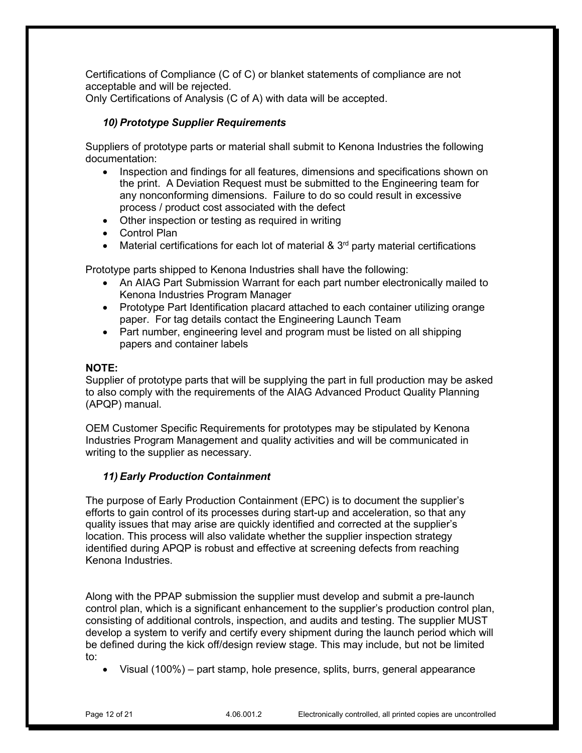Certifications of Compliance (C of C) or blanket statements of compliance are not acceptable and will be rejected.
Only Certifications of Analysis (C of A) with data will be accepted.

### *10) Prototype Supplier Requirements*

Suppliers of prototype parts or material shall submit to Kenona Industries the following documentation:

- Inspection and findings for all features, dimensions and specifications shown on the print. A Deviation Request must be submitted to the Engineering team for any nonconforming dimensions. Failure to do so could result in excessive process / product cost associated with the defect
- Other inspection or testing as required in writing
- Control Plan
- Material certifications for each lot of material & 3rd party material certifications

Prototype parts shipped to Kenona Industries shall have the following:

- An AIAG Part Submission Warrant for each part number electronically mailed to Kenona Industries Program Manager
- Prototype Part Identification placard attached to each container utilizing orange paper. For tag details contact the Engineering Launch Team
- Part number, engineering level and program must be listed on all shipping papers and container labels

**NOTE:**
Supplier of prototype parts that will be supplying the part in full production may be asked to also comply with the requirements of the AIAG Advanced Product Quality Planning (APQP) manual.

OEM Customer Specific Requirements for prototypes may be stipulated by Kenona Industries Program Management and quality activities and will be communicated in writing to the supplier as necessary.

### *11) Early Production Containment*

The purpose of Early Production Containment (EPC) is to document the supplier's efforts to gain control of its processes during start-up and acceleration, so that any quality issues that may arise are quickly identified and corrected at the supplier's location. This process will also validate whether the supplier inspection strategy identified during APQP is robust and effective at screening defects from reaching Kenona Industries.

Along with the PPAP submission the supplier must develop and submit a pre-launch control plan, which is a significant enhancement to the supplier's production control plan, consisting of additional controls, inspection, and audits and testing. The supplier MUST develop a system to verify and certify every shipment during the launch period which will be defined during the kick off/design review stage. This may include, but not be limited to:

- Visual (100%) – part stamp, hole presence, splits, burrs, general appearance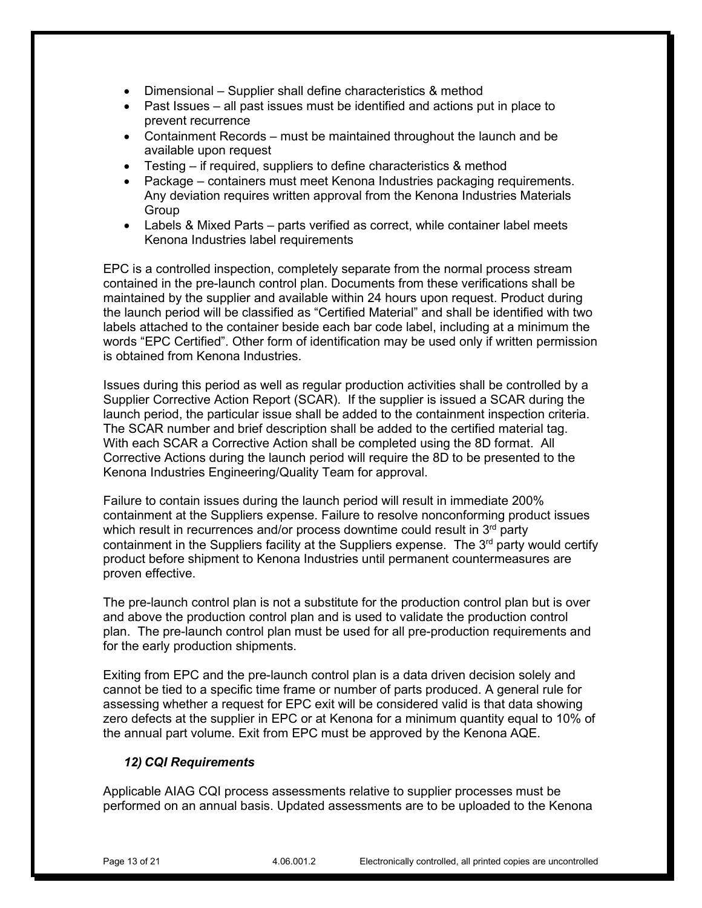- Dimensional – Supplier shall define characteristics & method
- Past Issues – all past issues must be identified and actions put in place to prevent recurrence
- Containment Records – must be maintained throughout the launch and be available upon request
- Testing – if required, suppliers to define characteristics & method
- Package – containers must meet Kenona Industries packaging requirements. Any deviation requires written approval from the Kenona Industries Materials Group
- Labels & Mixed Parts – parts verified as correct, while container label meets Kenona Industries label requirements

EPC is a controlled inspection, completely separate from the normal process stream contained in the pre-launch control plan. Documents from these verifications shall be maintained by the supplier and available within 24 hours upon request. Product during the launch period will be classified as "Certified Material" and shall be identified with two labels attached to the container beside each bar code label, including at a minimum the words "EPC Certified". Other form of identification may be used only if written permission is obtained from Kenona Industries.

Issues during this period as well as regular production activities shall be controlled by a Supplier Corrective Action Report (SCAR). If the supplier is issued a SCAR during the launch period, the particular issue shall be added to the containment inspection criteria. The SCAR number and brief description shall be added to the certified material tag. With each SCAR a Corrective Action shall be completed using the 8D format. All Corrective Actions during the launch period will require the 8D to be presented to the Kenona Industries Engineering/Quality Team for approval.

Failure to contain issues during the launch period will result in immediate 200% containment at the Suppliers expense. Failure to resolve nonconforming product issues which result in recurrences and/or process downtime could result in 3rd party containment in the Suppliers facility at the Suppliers expense. The 3rd party would certify product before shipment to Kenona Industries until permanent countermeasures are proven effective.

The pre-launch control plan is not a substitute for the production control plan but is over and above the production control plan and is used to validate the production control plan. The pre-launch control plan must be used for all pre-production requirements and for the early production shipments.

Exiting from EPC and the pre-launch control plan is a data driven decision solely and cannot be tied to a specific time frame or number of parts produced. A general rule for assessing whether a request for EPC exit will be considered valid is that data showing zero defects at the supplier in EPC or at Kenona for a minimum quantity equal to 10% of the annual part volume. Exit from EPC must be approved by the Kenona AQE.

### *12) CQI Requirements*

Applicable AIAG CQI process assessments relative to supplier processes must be performed on an annual basis. Updated assessments are to be uploaded to the Kenona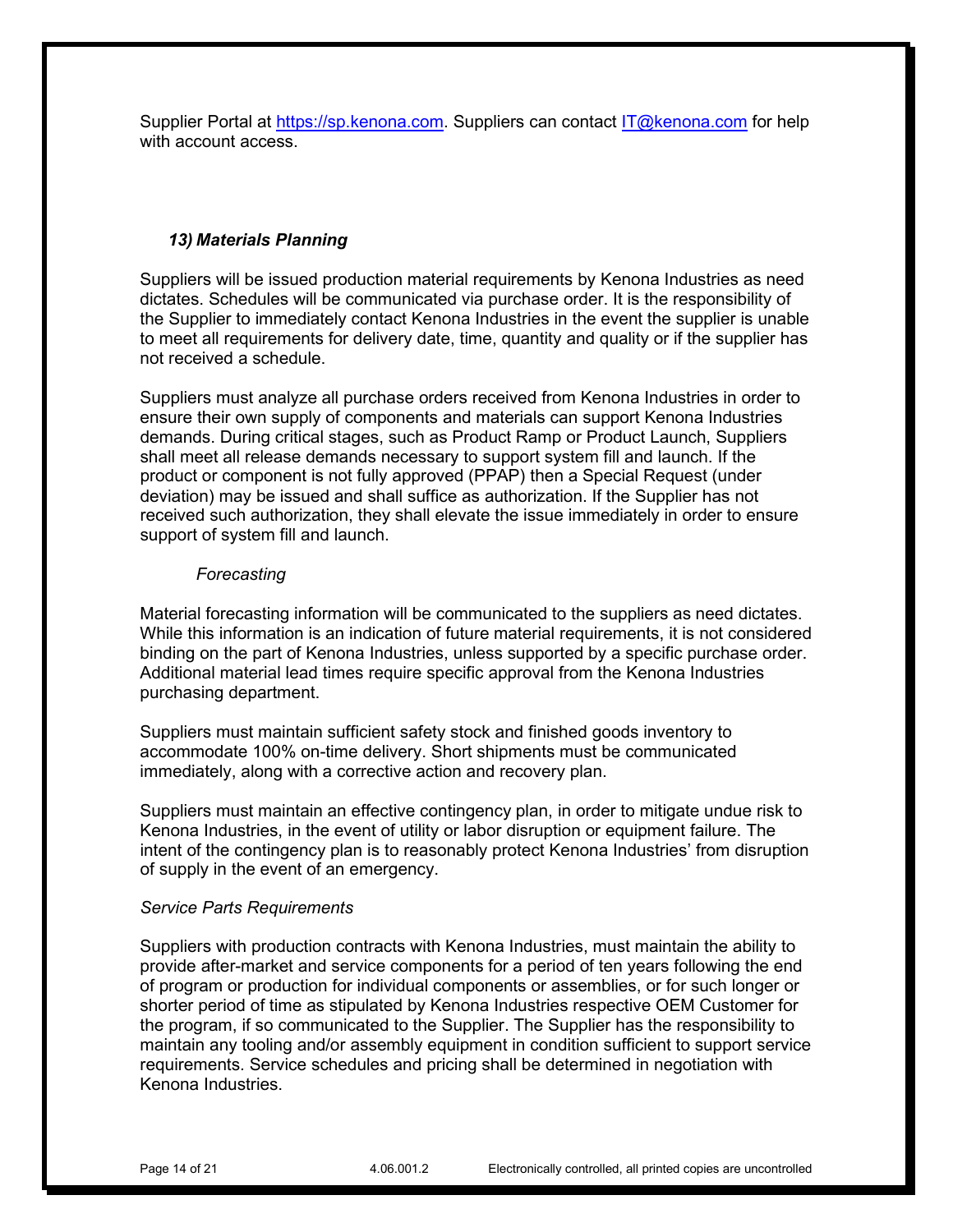Supplier Portal at https://sp.kenona.com. Suppliers can contact IT@kenona.com for help with account access.

### *13) Materials Planning*

Suppliers will be issued production material requirements by Kenona Industries as need dictates. Schedules will be communicated via purchase order. It is the responsibility of the Supplier to immediately contact Kenona Industries in the event the supplier is unable to meet all requirements for delivery date, time, quantity and quality or if the supplier has not received a schedule.

Suppliers must analyze all purchase orders received from Kenona Industries in order to ensure their own supply of components and materials can support Kenona Industries demands. During critical stages, such as Product Ramp or Product Launch, Suppliers shall meet all release demands necessary to support system fill and launch. If the product or component is not fully approved (PPAP) then a Special Request (under deviation) may be issued and shall suffice as authorization. If the Supplier has not received such authorization, they shall elevate the issue immediately in order to ensure support of system fill and launch.

*Forecasting*

Material forecasting information will be communicated to the suppliers as need dictates. While this information is an indication of future material requirements, it is not considered binding on the part of Kenona Industries, unless supported by a specific purchase order. Additional material lead times require specific approval from the Kenona Industries purchasing department.

Suppliers must maintain sufficient safety stock and finished goods inventory to accommodate 100% on-time delivery. Short shipments must be communicated immediately, along with a corrective action and recovery plan.

Suppliers must maintain an effective contingency plan, in order to mitigate undue risk to Kenona Industries, in the event of utility or labor disruption or equipment failure. The intent of the contingency plan is to reasonably protect Kenona Industries' from disruption of supply in the event of an emergency.

*Service Parts Requirements*

Suppliers with production contracts with Kenona Industries, must maintain the ability to provide after-market and service components for a period of ten years following the end of program or production for individual components or assemblies, or for such longer or shorter period of time as stipulated by Kenona Industries respective OEM Customer for the program, if so communicated to the Supplier. The Supplier has the responsibility to maintain any tooling and/or assembly equipment in condition sufficient to support service requirements. Service schedules and pricing shall be determined in negotiation with Kenona Industries.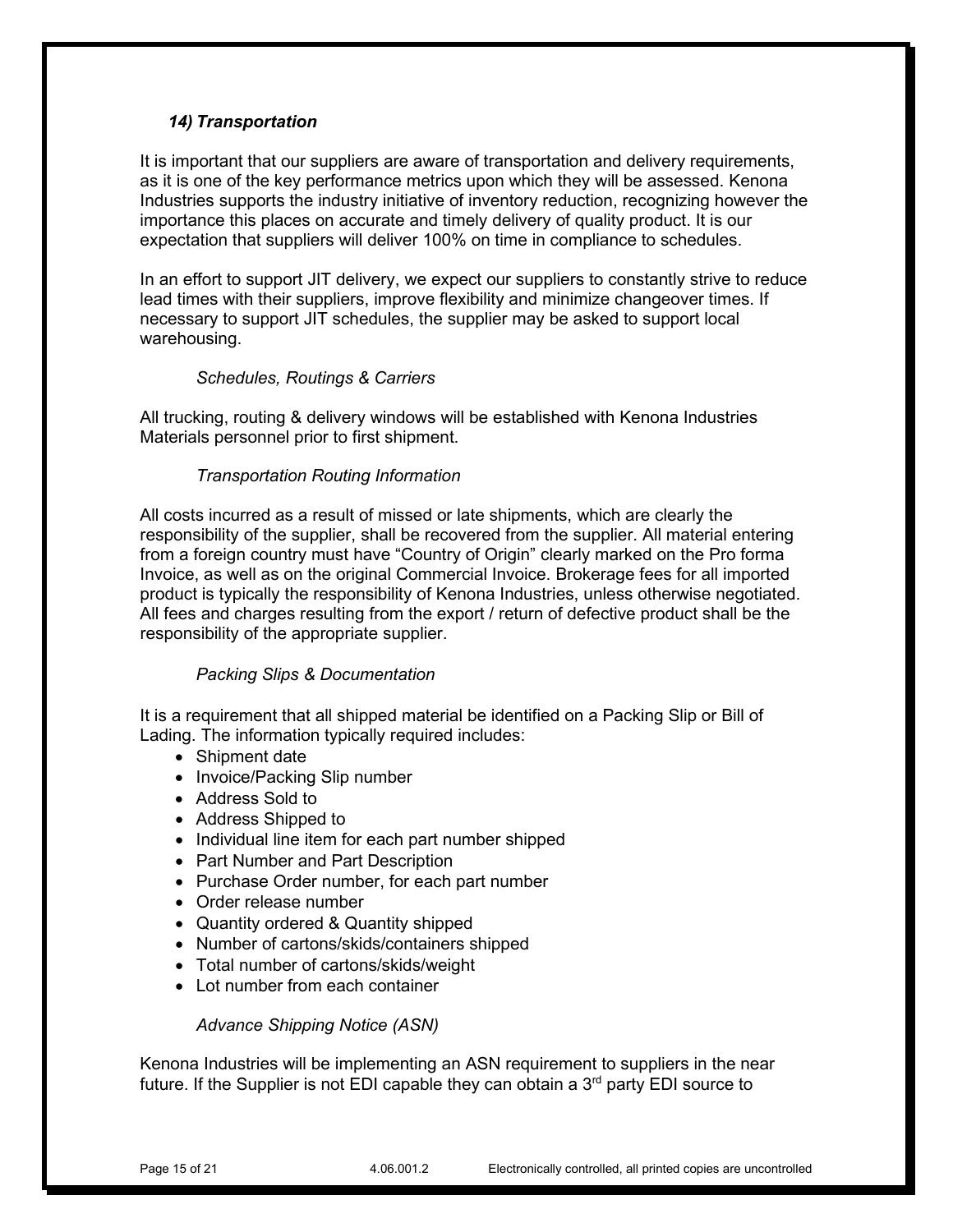### *14) Transportation*

It is important that our suppliers are aware of transportation and delivery requirements, as it is one of the key performance metrics upon which they will be assessed. Kenona Industries supports the industry initiative of inventory reduction, recognizing however the importance this places on accurate and timely delivery of quality product. It is our expectation that suppliers will deliver 100% on time in compliance to schedules.

In an effort to support JIT delivery, we expect our suppliers to constantly strive to reduce lead times with their suppliers, improve flexibility and minimize changeover times. If necessary to support JIT schedules, the supplier may be asked to support local warehousing.

*Schedules, Routings & Carriers*

All trucking, routing & delivery windows will be established with Kenona Industries Materials personnel prior to first shipment.

*Transportation Routing Information*

All costs incurred as a result of missed or late shipments, which are clearly the responsibility of the supplier, shall be recovered from the supplier. All material entering from a foreign country must have "Country of Origin" clearly marked on the Pro forma Invoice, as well as on the original Commercial Invoice. Brokerage fees for all imported product is typically the responsibility of Kenona Industries, unless otherwise negotiated. All fees and charges resulting from the export / return of defective product shall be the responsibility of the appropriate supplier.

*Packing Slips & Documentation*

It is a requirement that all shipped material be identified on a Packing Slip or Bill of Lading. The information typically required includes:

- Shipment date
- Invoice/Packing Slip number
- Address Sold to
- Address Shipped to
- Individual line item for each part number shipped
- Part Number and Part Description
- Purchase Order number, for each part number
- Order release number
- Quantity ordered & Quantity shipped
- Number of cartons/skids/containers shipped
- Total number of cartons/skids/weight
- Lot number from each container

*Advance Shipping Notice (ASN)*

Kenona Industries will be implementing an ASN requirement to suppliers in the near future. If the Supplier is not EDI capable they can obtain a 3rd party EDI source to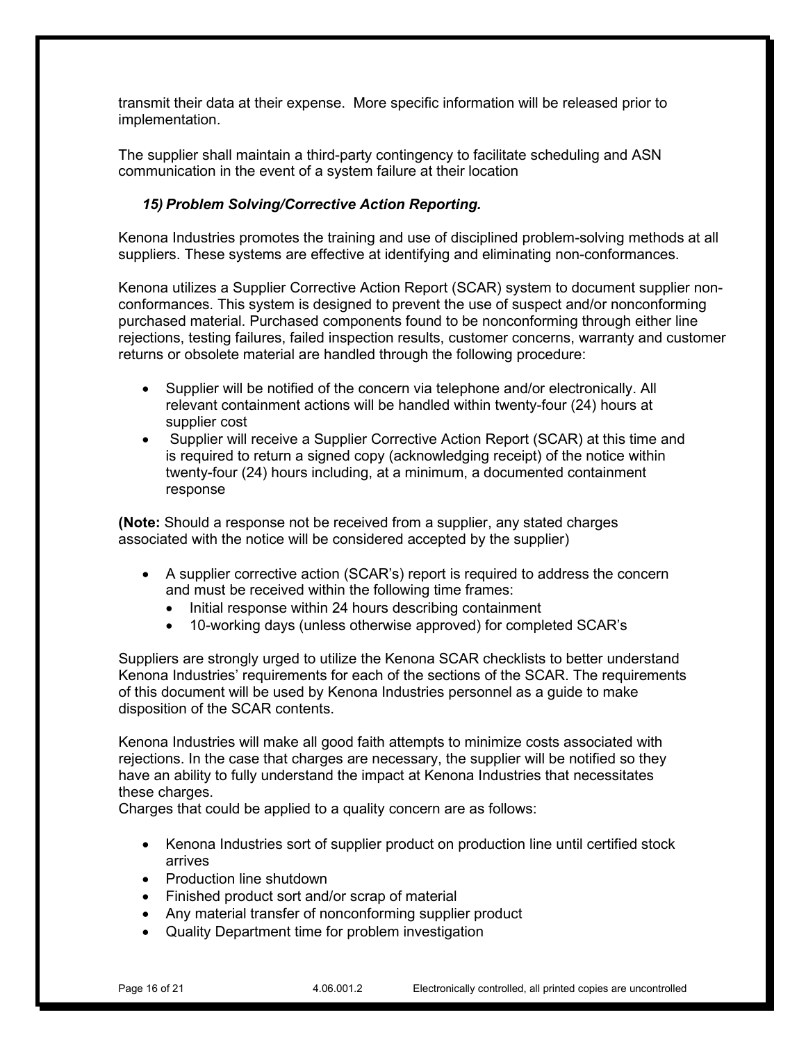transmit their data at their expense. More specific information will be released prior to implementation.

The supplier shall maintain a third-party contingency to facilitate scheduling and ASN communication in the event of a system failure at their location

### *15) Problem Solving/Corrective Action Reporting.*

Kenona Industries promotes the training and use of disciplined problem-solving methods at all suppliers. These systems are effective at identifying and eliminating non-conformances.

Kenona utilizes a Supplier Corrective Action Report (SCAR) system to document supplier non-conformances. This system is designed to prevent the use of suspect and/or nonconforming purchased material. Purchased components found to be nonconforming through either line rejections, testing failures, failed inspection results, customer concerns, warranty and customer returns or obsolete material are handled through the following procedure:

- Supplier will be notified of the concern via telephone and/or electronically. All relevant containment actions will be handled within twenty-four (24) hours at supplier cost
- Supplier will receive a Supplier Corrective Action Report (SCAR) at this time and is required to return a signed copy (acknowledging receipt) of the notice within twenty-four (24) hours including, at a minimum, a documented containment response

**(Note:** Should a response not be received from a supplier, any stated charges associated with the notice will be considered accepted by the supplier)

- A supplier corrective action (SCAR's) report is required to address the concern and must be received within the following time frames:
  - Initial response within 24 hours describing containment
  - 10-working days (unless otherwise approved) for completed SCAR's

Suppliers are strongly urged to utilize the Kenona SCAR checklists to better understand Kenona Industries' requirements for each of the sections of the SCAR. The requirements of this document will be used by Kenona Industries personnel as a guide to make disposition of the SCAR contents.

Kenona Industries will make all good faith attempts to minimize costs associated with rejections. In the case that charges are necessary, the supplier will be notified so they have an ability to fully understand the impact at Kenona Industries that necessitates these charges.
Charges that could be applied to a quality concern are as follows:

- Kenona Industries sort of supplier product on production line until certified stock arrives
- Production line shutdown
- Finished product sort and/or scrap of material
- Any material transfer of nonconforming supplier product
- Quality Department time for problem investigation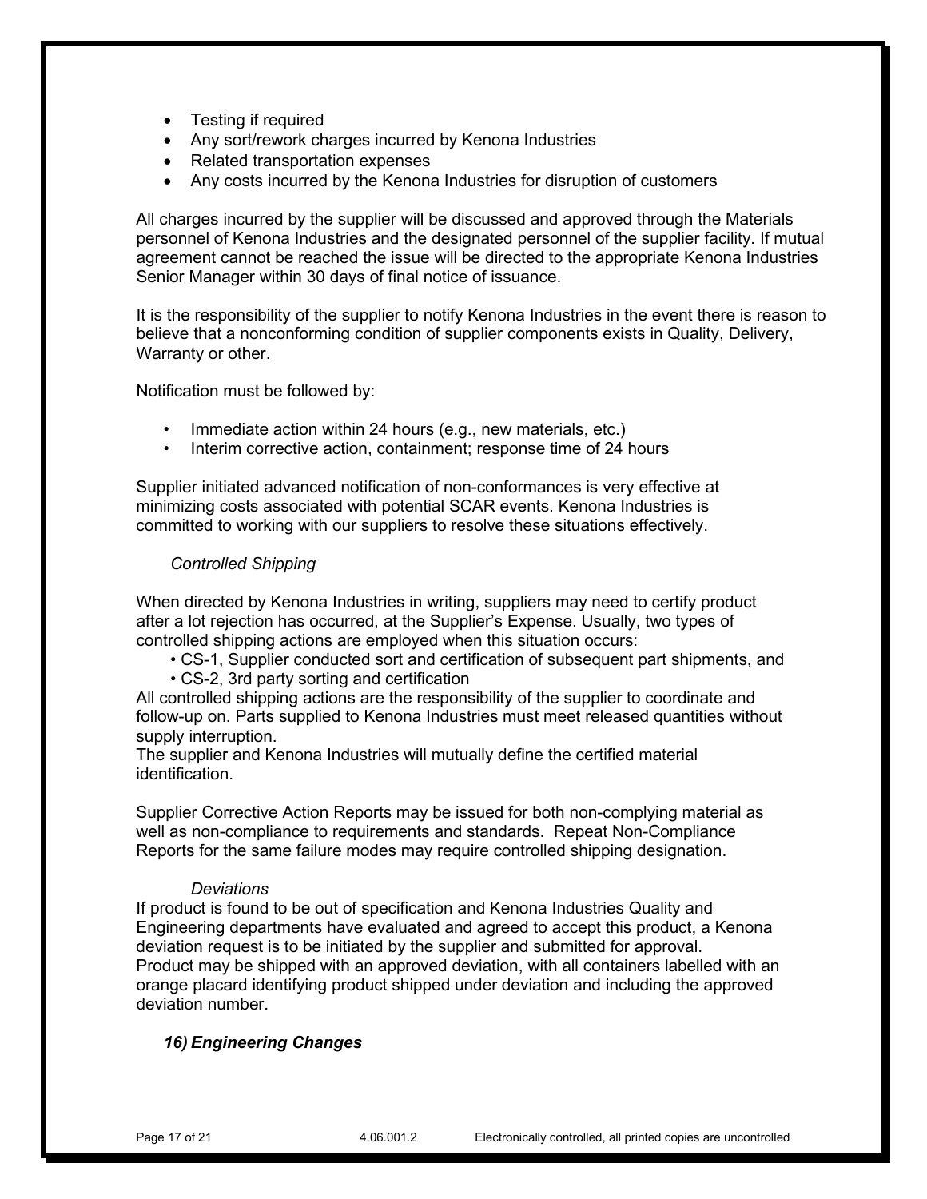- Testing if required
- Any sort/rework charges incurred by Kenona Industries
- Related transportation expenses
- Any costs incurred by the Kenona Industries for disruption of customers

All charges incurred by the supplier will be discussed and approved through the Materials personnel of Kenona Industries and the designated personnel of the supplier facility. If mutual agreement cannot be reached the issue will be directed to the appropriate Kenona Industries Senior Manager within 30 days of final notice of issuance.

It is the responsibility of the supplier to notify Kenona Industries in the event there is reason to believe that a nonconforming condition of supplier components exists in Quality, Delivery, Warranty or other.

Notification must be followed by:

- Immediate action within 24 hours (e.g., new materials, etc.)
- Interim corrective action, containment; response time of 24 hours

Supplier initiated advanced notification of non-conformances is very effective at minimizing costs associated with potential SCAR events. Kenona Industries is committed to working with our suppliers to resolve these situations effectively.

*Controlled Shipping*

When directed by Kenona Industries in writing, suppliers may need to certify product after a lot rejection has occurred, at the Supplier's Expense. Usually, two types of controlled shipping actions are employed when this situation occurs:

- CS-1, Supplier conducted sort and certification of subsequent part shipments, and
- CS-2, 3rd party sorting and certification

All controlled shipping actions are the responsibility of the supplier to coordinate and follow-up on. Parts supplied to Kenona Industries must meet released quantities without supply interruption.
The supplier and Kenona Industries will mutually define the certified material identification.

Supplier Corrective Action Reports may be issued for both non-complying material as well as non-compliance to requirements and standards. Repeat Non-Compliance Reports for the same failure modes may require controlled shipping designation.

*Deviations*

If product is found to be out of specification and Kenona Industries Quality and Engineering departments have evaluated and agreed to accept this product, a Kenona deviation request is to be initiated by the supplier and submitted for approval.
Product may be shipped with an approved deviation, with all containers labelled with an orange placard identifying product shipped under deviation and including the approved deviation number.

### *16) Engineering Changes*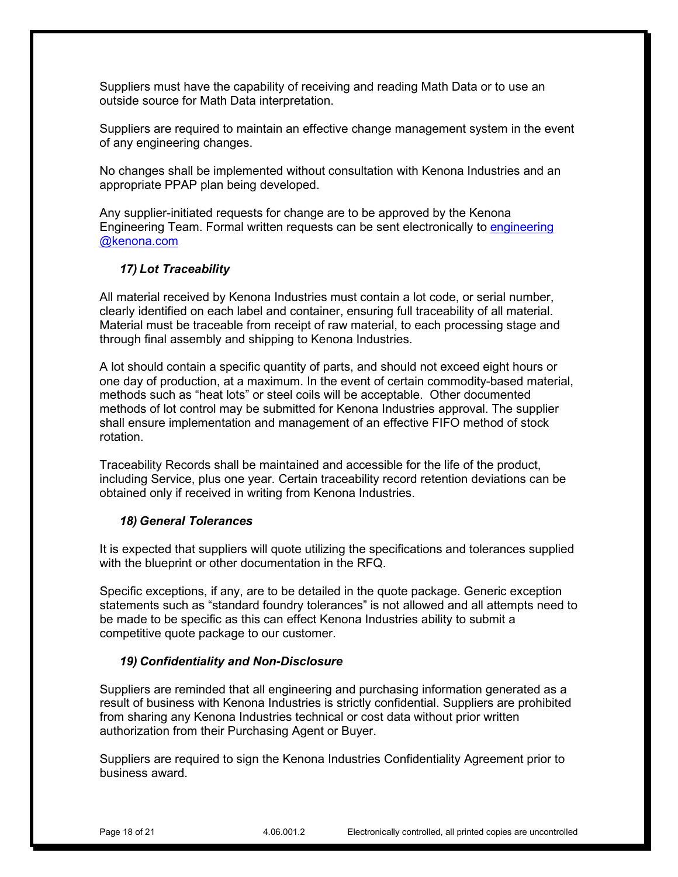Suppliers must have the capability of receiving and reading Math Data or to use an outside source for Math Data interpretation.

Suppliers are required to maintain an effective change management system in the event of any engineering changes.

No changes shall be implemented without consultation with Kenona Industries and an appropriate PPAP plan being developed.

Any supplier-initiated requests for change are to be approved by the Kenona Engineering Team. Formal written requests can be sent electronically to engineering @kenona.com

### *17) Lot Traceability*

All material received by Kenona Industries must contain a lot code, or serial number, clearly identified on each label and container, ensuring full traceability of all material. Material must be traceable from receipt of raw material, to each processing stage and through final assembly and shipping to Kenona Industries.

A lot should contain a specific quantity of parts, and should not exceed eight hours or one day of production, at a maximum. In the event of certain commodity-based material, methods such as "heat lots" or steel coils will be acceptable. Other documented methods of lot control may be submitted for Kenona Industries approval. The supplier shall ensure implementation and management of an effective FIFO method of stock rotation.

Traceability Records shall be maintained and accessible for the life of the product, including Service, plus one year. Certain traceability record retention deviations can be obtained only if received in writing from Kenona Industries.

### *18) General Tolerances*

It is expected that suppliers will quote utilizing the specifications and tolerances supplied with the blueprint or other documentation in the RFQ.

Specific exceptions, if any, are to be detailed in the quote package. Generic exception statements such as "standard foundry tolerances" is not allowed and all attempts need to be made to be specific as this can effect Kenona Industries ability to submit a competitive quote package to our customer.

### *19) Confidentiality and Non-Disclosure*

Suppliers are reminded that all engineering and purchasing information generated as a result of business with Kenona Industries is strictly confidential. Suppliers are prohibited from sharing any Kenona Industries technical or cost data without prior written authorization from their Purchasing Agent or Buyer.

Suppliers are required to sign the Kenona Industries Confidentiality Agreement prior to business award.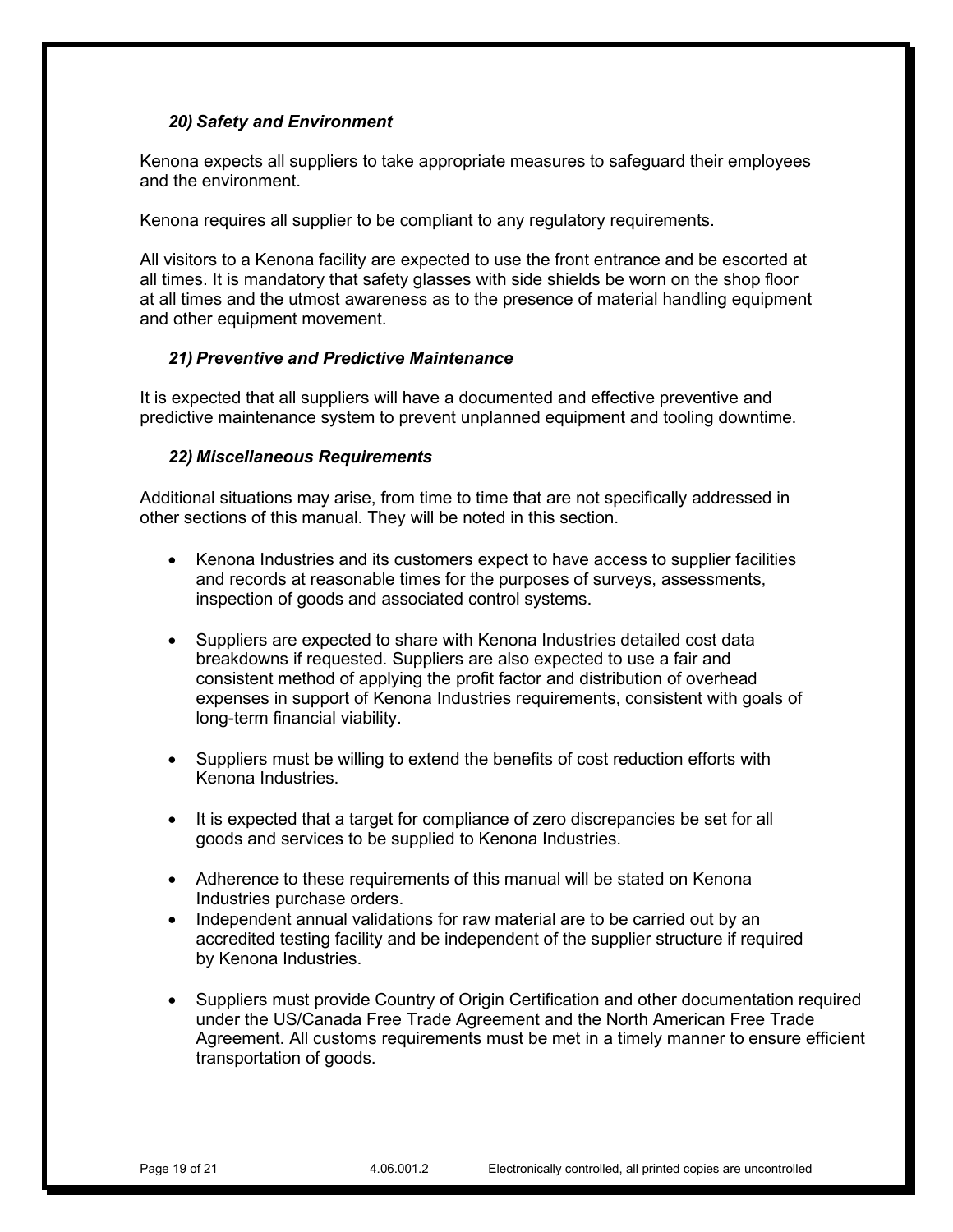### *20) Safety and Environment*

Kenona expects all suppliers to take appropriate measures to safeguard their employees and the environment.

Kenona requires all supplier to be compliant to any regulatory requirements.

All visitors to a Kenona facility are expected to use the front entrance and be escorted at all times. It is mandatory that safety glasses with side shields be worn on the shop floor at all times and the utmost awareness as to the presence of material handling equipment and other equipment movement.

### *21) Preventive and Predictive Maintenance*

It is expected that all suppliers will have a documented and effective preventive and predictive maintenance system to prevent unplanned equipment and tooling downtime.

### *22) Miscellaneous Requirements*

Additional situations may arise, from time to time that are not specifically addressed in other sections of this manual. They will be noted in this section.

- Kenona Industries and its customers expect to have access to supplier facilities and records at reasonable times for the purposes of surveys, assessments, inspection of goods and associated control systems.
- Suppliers are expected to share with Kenona Industries detailed cost data breakdowns if requested. Suppliers are also expected to use a fair and consistent method of applying the profit factor and distribution of overhead expenses in support of Kenona Industries requirements, consistent with goals of long-term financial viability.
- Suppliers must be willing to extend the benefits of cost reduction efforts with Kenona Industries.
- It is expected that a target for compliance of zero discrepancies be set for all goods and services to be supplied to Kenona Industries.
- Adherence to these requirements of this manual will be stated on Kenona Industries purchase orders.
- Independent annual validations for raw material are to be carried out by an accredited testing facility and be independent of the supplier structure if required by Kenona Industries.
- Suppliers must provide Country of Origin Certification and other documentation required under the US/Canada Free Trade Agreement and the North American Free Trade Agreement. All customs requirements must be met in a timely manner to ensure efficient transportation of goods.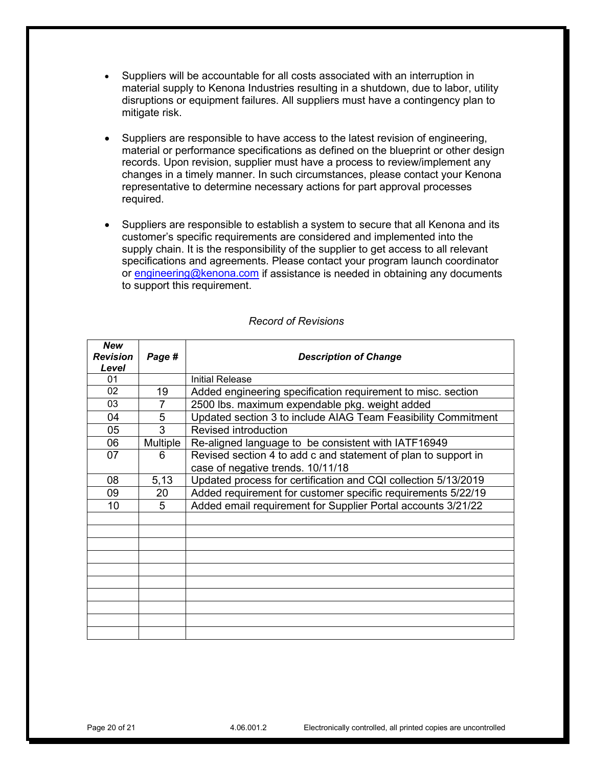- Suppliers will be accountable for all costs associated with an interruption in material supply to Kenona Industries resulting in a shutdown, due to labor, utility disruptions or equipment failures. All suppliers must have a contingency plan to mitigate risk.

- Suppliers are responsible to have access to the latest revision of engineering, material or performance specifications as defined on the blueprint or other design records. Upon revision, supplier must have a process to review/implement any changes in a timely manner. In such circumstances, please contact your Kenona representative to determine necessary actions for part approval processes required.

- Suppliers are responsible to establish a system to secure that all Kenona and its customer's specific requirements are considered and implemented into the supply chain. It is the responsibility of the supplier to get access to all relevant specifications and agreements. Please contact your program launch coordinator or engineering@kenona.com if assistance is needed in obtaining any documents to support this requirement.

*Record of Revisions*

| ***New Revision Level*** | ***Page #*** | ***Description of Change*** |
|---|---|---|
| 01 | | Initial Release |
| 02 | 19 | Added engineering specification requirement to misc. section |
| 03 | 7 | 2500 lbs. maximum expendable pkg. weight added |
| 04 | 5 | Updated section 3 to include AIAG Team Feasibility Commitment |
| 05 | 3 | Revised introduction |
| 06 | Multiple | Re-aligned language to be consistent with IATF16949 |
| 07 | 6 | Revised section 4 to add c and statement of plan to support in case of negative trends. 10/11/18 |
| 08 | 5,13 | Updated process for certification and CQI collection 5/13/2019 |
| 09 | 20 | Added requirement for customer specific requirements 5/22/19 |
| 10 | 5 | Added email requirement for Supplier Portal accounts 3/21/22 |
| | | |
| | | |
| | | |
| | | |
| | | |
| | | |
| | | |
| | | |
| | | |
| | | |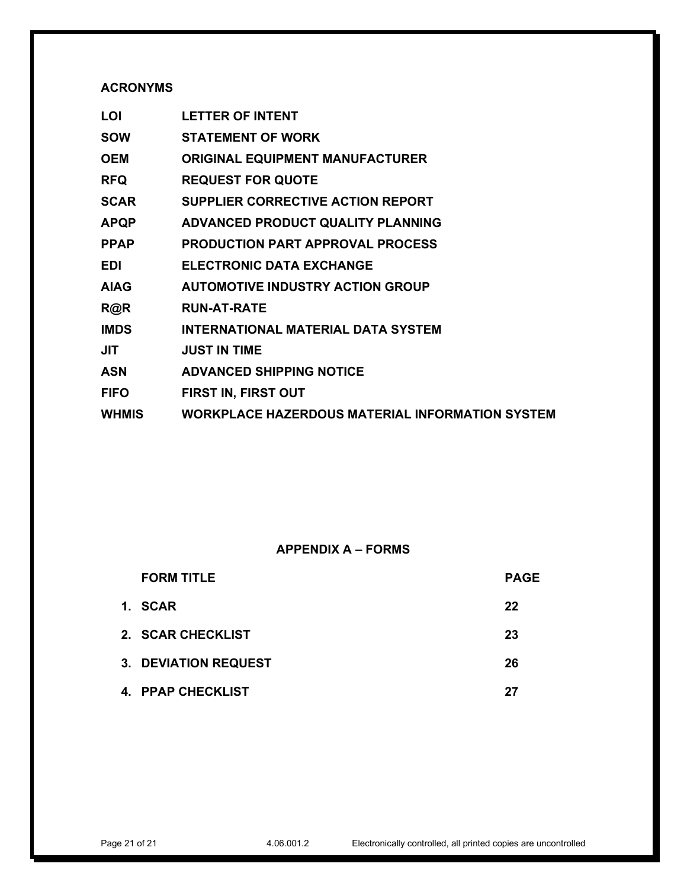**ACRONYMS**

| | |
|---|---|
| **LOI** | **LETTER OF INTENT** |
| **SOW** | **STATEMENT OF WORK** |
| **OEM** | **ORIGINAL EQUIPMENT MANUFACTURER** |
| **RFQ** | **REQUEST FOR QUOTE** |
| **SCAR** | **SUPPLIER CORRECTIVE ACTION REPORT** |
| **APQP** | **ADVANCED PRODUCT QUALITY PLANNING** |
| **PPAP** | **PRODUCTION PART APPROVAL PROCESS** |
| **EDI** | **ELECTRONIC DATA EXCHANGE** |
| **AIAG** | **AUTOMOTIVE INDUSTRY ACTION GROUP** |
| **R@R** | **RUN-AT-RATE** |
| **IMDS** | **INTERNATIONAL MATERIAL DATA SYSTEM** |
| **JIT** | **JUST IN TIME** |
| **ASN** | **ADVANCED SHIPPING NOTICE** |
| **FIFO** | **FIRST IN, FIRST OUT** |
| **WHMIS** | **WORKPLACE HAZERDOUS MATERIAL INFORMATION SYSTEM** |

## APPENDIX A – FORMS

| FORM TITLE | PAGE |
|---|---|
| 1. SCAR | 22 |
| 2. SCAR CHECKLIST | 23 |
| 3. DEVIATION REQUEST | 26 |
| 4. PPAP CHECKLIST | 27 |